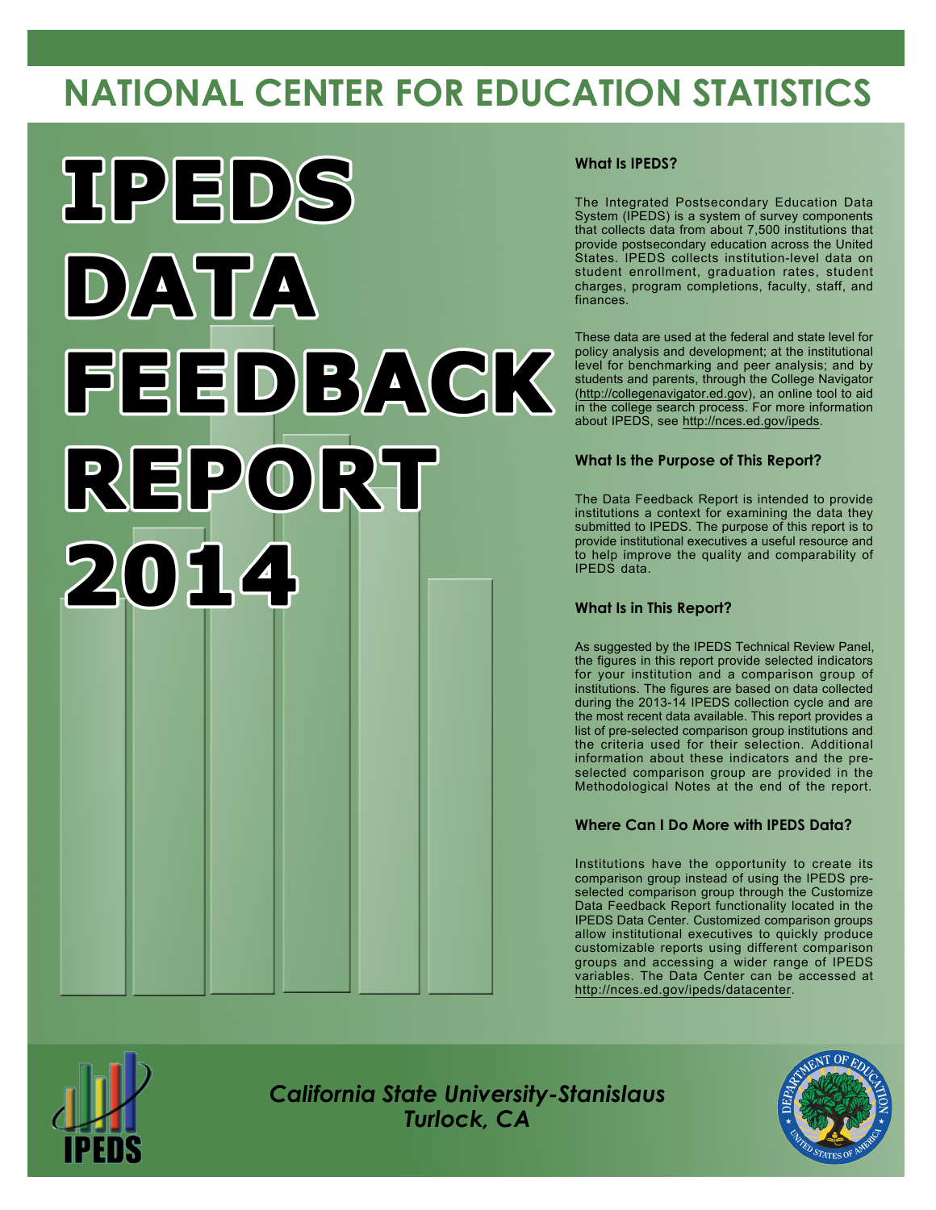# NATIONAL CENTER FOR EDUCATION STATISTICS

# IPEDS DATA FEEDBACK REPORT 2014

### What Is IPEDS?

The Integrated Postsecondary Education Data System (IPEDS) is a system of survey components that collects data from about 7,500 institutions that provide postsecondary education across the United States. IPEDS collects institution-level data on student enrollment, graduation rates, student charges, program completions, faculty, staff, and finances.

These data are used at the federal and state level for policy analysis and development; at the institutional level for benchmarking and peer analysis; and by students and parents, through the College Navigator (http://collegenavigator.ed.gov), an online tool to aid in the college search process. For more information about IPEDS, see http://nces.ed.gov/ipeds.

### What Is the Purpose of This Report?

The Data Feedback Report is intended to provide institutions a context for examining the data they submitted to IPEDS. The purpose of this report is to provide institutional executives a useful resource and to help improve the quality and comparability of IPEDS data.

### What Is in This Report?

As suggested by the IPEDS Technical Review Panel, the figures in this report provide selected indicators for your institution and a comparison group of institutions. The figures are based on data collected during the 2013-14 IPEDS collection cycle and are the most recent data available. This report provides a list of pre-selected comparison group institutions and the criteria used for their selection. Additional information about these indicators and the pre-selected comparison group are provided in the Methodological Notes at the end of the report.

### Where Can I Do More with IPEDS Data?

Institutions have the opportunity to create its comparison group instead of using the IPEDS pre-selected comparison group through the Customize Data Feedback Report functionality located in the IPEDS Data Center. Customized comparison groups allow institutional executives to quickly produce customizable reports using different comparison groups and accessing a wider range of IPEDS variables. The Data Center can be accessed at http://nces.ed.gov/ipeds/datacenter.

*California State University-Stanislaus*
*Turlock, CA*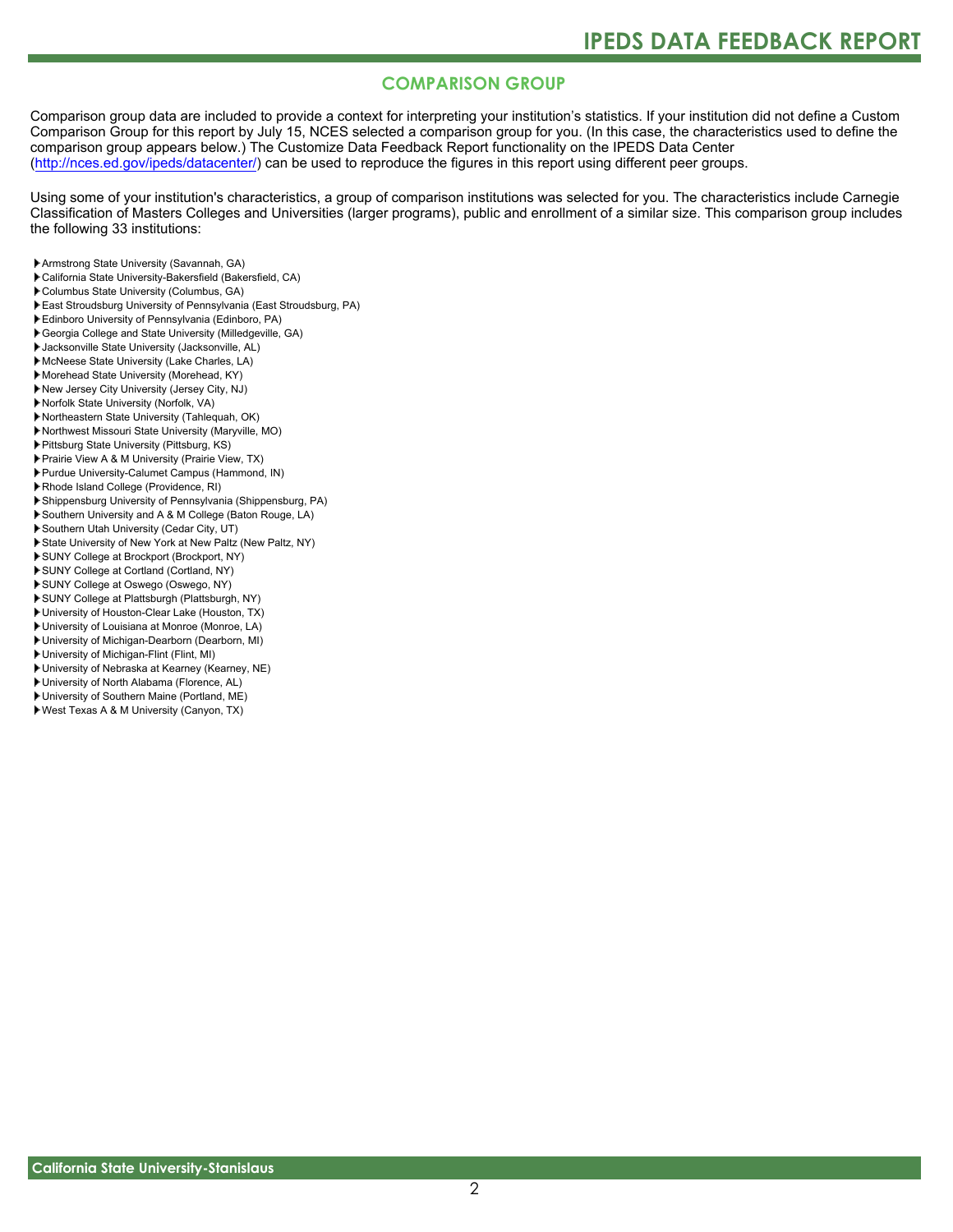## COMPARISON GROUP

Comparison group data are included to provide a context for interpreting your institution's statistics. If your institution did not define a Custom Comparison Group for this report by July 15, NCES selected a comparison group for you. (In this case, the characteristics used to define the comparison group appears below.) The Customize Data Feedback Report functionality on the IPEDS Data Center (http://nces.ed.gov/ipeds/datacenter/) can be used to reproduce the figures in this report using different peer groups.

Using some of your institution's characteristics, a group of comparison institutions was selected for you. The characteristics include Carnegie Classification of Masters Colleges and Universities (larger programs), public and enrollment of a similar size. This comparison group includes the following 33 institutions:

- Armstrong State University (Savannah, GA)
- California State University-Bakersfield (Bakersfield, CA)
- Columbus State University (Columbus, GA)
- East Stroudsburg University of Pennsylvania (East Stroudsburg, PA)
- Edinboro University of Pennsylvania (Edinboro, PA)
- Georgia College and State University (Milledgeville, GA)
- Jacksonville State University (Jacksonville, AL)
- McNeese State University (Lake Charles, LA)
- Morehead State University (Morehead, KY)
- New Jersey City University (Jersey City, NJ)
- Norfolk State University (Norfolk, VA)
- Northeastern State University (Tahlequah, OK)
- Northwest Missouri State University (Maryville, MO)
- Pittsburg State University (Pittsburg, KS)
- Prairie View A & M University (Prairie View, TX)
- Purdue University-Calumet Campus (Hammond, IN)
- Rhode Island College (Providence, RI)
- Shippensburg University of Pennsylvania (Shippensburg, PA)
- Southern University and A & M College (Baton Rouge, LA)
- Southern Utah University (Cedar City, UT)
- State University of New York at New Paltz (New Paltz, NY)
- SUNY College at Brockport (Brockport, NY)
- SUNY College at Cortland (Cortland, NY)
- SUNY College at Oswego (Oswego, NY)
- SUNY College at Plattsburgh (Plattsburgh, NY)
- University of Houston-Clear Lake (Houston, TX)
- University of Louisiana at Monroe (Monroe, LA)
- University of Michigan-Dearborn (Dearborn, MI)
- University of Michigan-Flint (Flint, MI)
- University of Nebraska at Kearney (Kearney, NE)
- University of North Alabama (Florence, AL)
- University of Southern Maine (Portland, ME)
- West Texas A & M University (Canyon, TX)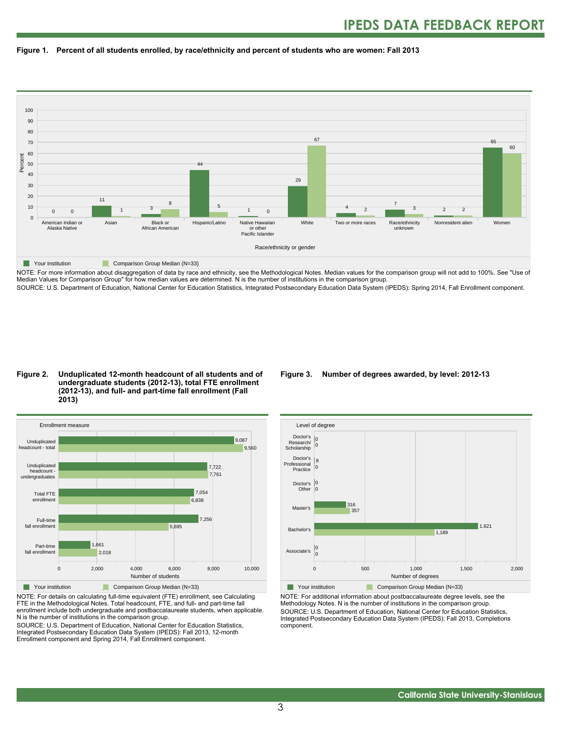**Figure 1. Percent of all students enrolled, by race/ethnicity and percent of students who are women: Fall 2013**

| Race/ethnicity or gender | Your institution | Comparison Group Median (N=33) |
| --- | --- | --- |
| American Indian or Alaska Native | 0 | 0 |
| Asian | 11 | 1 |
| Black or African American | 3 | 8 |
| Hispanic/Latino | 44 | 5 |
| Native Hawaiian or other Pacific Islander | 1 | 0 |
| White | 29 | 67 |
| Two or more races | 4 | 2 |
| Race/ethnicity unknown | 7 | 3 |
| Nonresident alien | 2 | 2 |
| Women | 65 | 60 |

NOTE: For more information about disaggregation of data by race and ethnicity, see the Methodological Notes. Median values for the comparison group will not add to 100%. See "Use of Median Values for Comparison Group" for how median values are determined. N is the number of institutions in the comparison group.
SOURCE: U.S. Department of Education, National Center for Education Statistics, Integrated Postsecondary Education Data System (IPEDS): Spring 2014, Fall Enrollment component.

**Figure 2. Unduplicated 12-month headcount of all students and of undergraduate students (2012-13), total FTE enrollment (2012-13), and full- and part-time fall enrollment (Fall 2013)**

| Enrollment measure | Your institution | Comparison Group Median (N=33) |
| --- | --- | --- |
| Unduplicated headcount - total | 9,087 | 9,560 |
| Unduplicated headcount - undergraduates | 7,722 | 7,761 |
| Total FTE enrollment | 7,054 | 6,838 |
| Full-time fall enrollment | 7,256 | 5,695 |
| Part-time fall enrollment | 1,661 | 2,018 |

NOTE: For details on calculating full-time equivalent (FTE) enrollment, see Calculating FTE in the Methodological Notes. Total headcount, FTE, and full- and part-time fall enrollment include both undergraduate and postbaccalaureate students, when applicable. N is the number of institutions in the comparison group.
SOURCE: U.S. Department of Education, National Center for Education Statistics, Integrated Postsecondary Education Data System (IPEDS): Fall 2013, 12-month Enrollment component and Spring 2014, Fall Enrollment component.

**Figure 3. Number of degrees awarded, by level: 2012-13**

| Level of degree | Your institution | Comparison Group Median (N=33) |
| --- | --- | --- |
| Doctor's Research/ Scholarship | 0 | 0 |
| Doctor's Professional Practice | 8 | 0 |
| Doctor's Other | 0 | 0 |
| Master's | 316 | 357 |
| Bachelor's | 1,621 | 1,189 |
| Associate's | 0 | 0 |

NOTE: For additional information about postbaccalaureate degree levels, see the Methodology Notes. N is the number of institutions in the comparison group.
SOURCE: U.S. Department of Education, National Center for Education Statistics, Integrated Postsecondary Education Data System (IPEDS): Fall 2013, Completions component.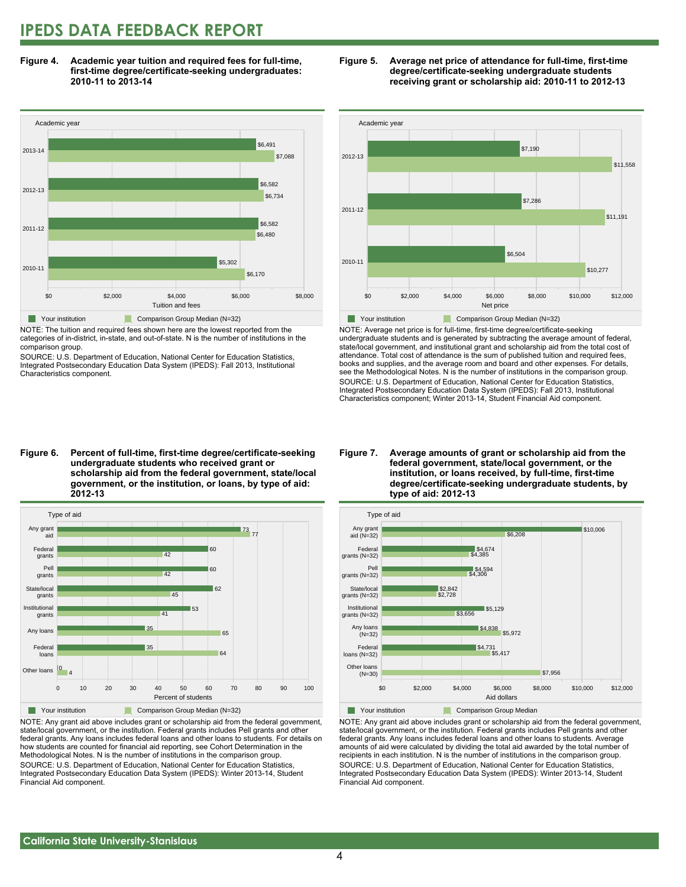# IPEDS DATA FEEDBACK REPORT

**Figure 4. Academic year tuition and required fees for full-time, first-time degree/certificate-seeking undergraduates: 2010-11 to 2013-14**

| Academic year | Your institution | Comparison Group Median (N=32) |
|---|---|---|
| 2013-14 | $6,491 | $7,088 |
| 2012-13 | $6,582 | $6,734 |
| 2011-12 | $6,582 | $6,480 |
| 2010-11 | $5,302 | $6,170 |

NOTE: The tuition and required fees shown here are the lowest reported from the categories of in-district, in-state, and out-of-state. N is the number of institutions in the comparison group.

SOURCE: U.S. Department of Education, National Center for Education Statistics, Integrated Postsecondary Education Data System (IPEDS): Fall 2013, Institutional Characteristics component.

**Figure 5. Average net price of attendance for full-time, first-time degree/certificate-seeking undergraduate students receiving grant or scholarship aid: 2010-11 to 2012-13**

| Academic year | Your institution | Comparison Group Median (N=32) |
|---|---|---|
| 2012-13 | $7,190 | $11,558 |
| 2011-12 | $7,286 | $11,191 |
| 2010-11 | $6,504 | $10,277 |

NOTE: Average net price is for full-time, first-time degree/certificate-seeking undergraduate students and is generated by subtracting the average amount of federal, state/local government, and institutional grant and scholarship aid from the total cost of attendance. Total cost of attendance is the sum of published tuition and required fees, books and supplies, and the average room and board and other expenses. For details, see the Methodological Notes. N is the number of institutions in the comparison group.

SOURCE: U.S. Department of Education, National Center for Education Statistics, Integrated Postsecondary Education Data System (IPEDS): Fall 2013, Institutional Characteristics component; Winter 2013-14, Student Financial Aid component.

**Figure 6. Percent of full-time, first-time degree/certificate-seeking undergraduate students who received grant or scholarship aid from the federal government, state/local government, or the institution, or loans, by type of aid: 2012-13**

| Type of aid | Your institution | Comparison Group Median (N=32) |
|---|---|---|
| Any grant aid | 73 | 77 |
| Federal grants | 60 | 42 |
| Pell grants | 60 | 42 |
| State/local grants | 62 | 45 |
| Institutional grants | 53 | 41 |
| Any loans | 35 | 65 |
| Federal loans | 35 | 64 |
| Other loans | 0 | 4 |

NOTE: Any grant aid above includes grant or scholarship aid from the federal government, state/local government, or the institution. Federal grants includes Pell grants and other federal grants. Any loans includes federal loans and other loans to students. For details on how students are counted for financial aid reporting, see Cohort Determination in the Methodological Notes. N is the number of institutions in the comparison group.

SOURCE: U.S. Department of Education, National Center for Education Statistics, Integrated Postsecondary Education Data System (IPEDS): Winter 2013-14, Student Financial Aid component.

**Figure 7. Average amounts of grant or scholarship aid from the federal government, state/local government, or the institution, or loans received, by full-time, first-time degree/certificate-seeking undergraduate students, by type of aid: 2012-13**

| Type of aid | Your institution | Comparison Group Median |
|---|---|---|
| Any grant aid (N=32) | $10,006 | $6,208 |
| Federal grants (N=32) | $4,674 | $4,385 |
| Pell grants (N=32) | $4,594 | $4,306 |
| State/local grants (N=32) | $2,842 | $2,728 |
| Institutional grants (N=32) | $5,129 | $3,656 |
| Any loans (N=32) | $4,838 | $5,972 |
| Federal loans (N=32) | $4,731 | $5,417 |
| Other loans (N=30) | | $7,956 |

NOTE: Any grant aid above includes grant or scholarship aid from the federal government, state/local government, or the institution. Federal grants includes Pell grants and other federal grants. Any loans includes federal loans and other loans to students. Average amounts of aid were calculated by dividing the total aid awarded by the total number of recipients in each institution. N is the number of institutions in the comparison group.

SOURCE: U.S. Department of Education, National Center for Education Statistics, Integrated Postsecondary Education Data System (IPEDS): Winter 2013-14, Student Financial Aid component.

California State University-Stanislaus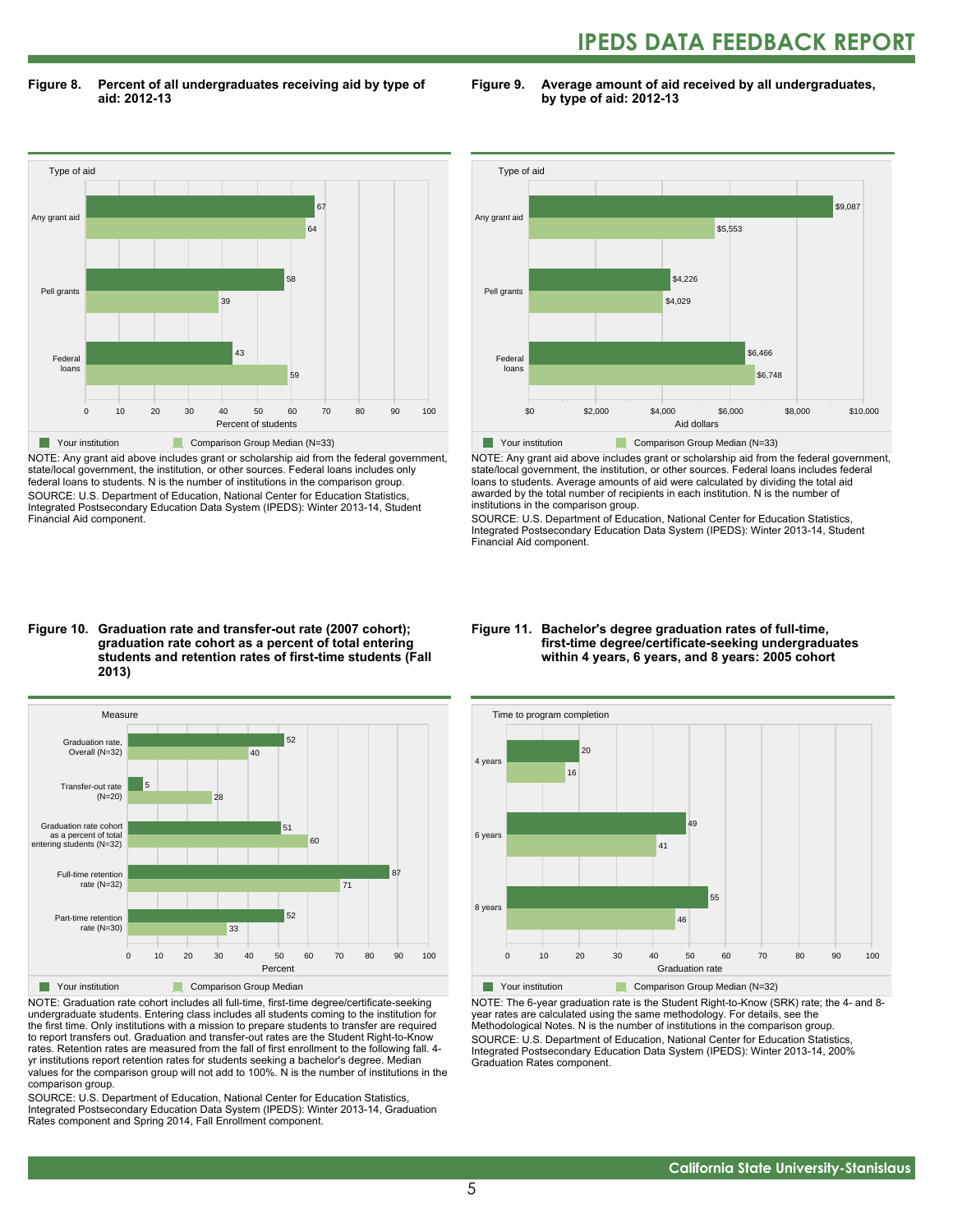**Figure 8. Percent of all undergraduates receiving aid by type of aid: 2012-13**

| Type of aid | Your institution | Comparison Group Median (N=33) |
|---|---|---|
| Any grant aid | 67 | 64 |
| Pell grants | 58 | 39 |
| Federal loans | 43 | 59 |

Percent of students

NOTE: Any grant aid above includes grant or scholarship aid from the federal government, state/local government, the institution, or other sources. Federal loans includes only federal loans to students. N is the number of institutions in the comparison group.
SOURCE: U.S. Department of Education, National Center for Education Statistics, Integrated Postsecondary Education Data System (IPEDS): Winter 2013-14, Student Financial Aid component.

**Figure 9. Average amount of aid received by all undergraduates, by type of aid: 2012-13**

| Type of aid | Your institution | Comparison Group Median (N=33) |
|---|---|---|
| Any grant aid | $9,087 | $5,553 |
| Pell grants | $4,226 | $4,029 |
| Federal loans | $6,466 | $6,748 |

Aid dollars

NOTE: Any grant aid above includes grant or scholarship aid from the federal government, state/local government, the institution, or other sources. Federal loans includes federal loans to students. Average amounts of aid were calculated by dividing the total aid awarded by the total number of recipients in each institution. N is the number of institutions in the comparison group.
SOURCE: U.S. Department of Education, National Center for Education Statistics, Integrated Postsecondary Education Data System (IPEDS): Winter 2013-14, Student Financial Aid component.

**Figure 10. Graduation rate and transfer-out rate (2007 cohort); graduation rate cohort as a percent of total entering students and retention rates of first-time students (Fall 2013)**

| Measure | Your institution | Comparison Group Median |
|---|---|---|
| Graduation rate, Overall (N=32) | 52 | 40 |
| Transfer-out rate (N=20) | 5 | 28 |
| Graduation rate cohort as a percent of total entering students (N=32) | 51 | 60 |
| Full-time retention rate (N=32) | 87 | 71 |
| Part-time retention rate (N=30) | 52 | 33 |

Percent

NOTE: Graduation rate cohort includes all full-time, first-time degree/certificate-seeking undergraduate students. Entering class includes all students coming to the institution for the first time. Only institutions with a mission to prepare students to transfer are required to report transfers out. Graduation and transfer-out rates are the Student Right-to-Know rates. Retention rates are measured from the fall of first enrollment to the following fall. 4-yr institutions report retention rates for students seeking a bachelor's degree. Median values for the comparison group will not add to 100%. N is the number of institutions in the comparison group.
SOURCE: U.S. Department of Education, National Center for Education Statistics, Integrated Postsecondary Education Data System (IPEDS): Winter 2013-14, Graduation Rates component and Spring 2014, Fall Enrollment component.

**Figure 11. Bachelor's degree graduation rates of full-time, first-time degree/certificate-seeking undergraduates within 4 years, 6 years, and 8 years: 2005 cohort**

| Time to program completion | Your institution | Comparison Group Median (N=32) |
|---|---|---|
| 4 years | 20 | 16 |
| 6 years | 49 | 41 |
| 8 years | 55 | 46 |

Graduation rate

NOTE: The 6-year graduation rate is the Student Right-to-Know (SRK) rate; the 4- and 8-year rates are calculated using the same methodology. For details, see the Methodological Notes. N is the number of institutions in the comparison group.
SOURCE: U.S. Department of Education, National Center for Education Statistics, Integrated Postsecondary Education Data System (IPEDS): Winter 2013-14, 200% Graduation Rates component.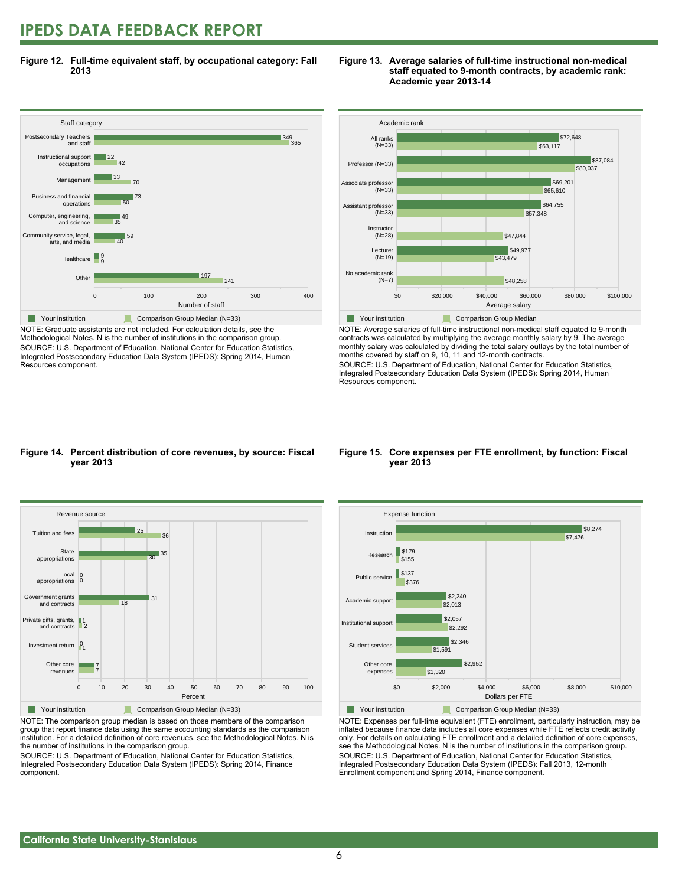# IPEDS DATA FEEDBACK REPORT

**Figure 12. Full-time equivalent staff, by occupational category: Fall 2013**

| Staff category | Your institution | Comparison Group Median (N=33) |
|---|---|---|
| Postsecondary Teachers and staff | 349 | 365 |
| Instructional support occupations | 22 | 42 |
| Management | 33 | 70 |
| Business and financial operations | 73 | 50 |
| Computer, engineering, and science | 49 | 35 |
| Community service, legal, arts, and media | 59 | 40 |
| Healthcare | 9 | 9 |
| Other | 197 | 241 |

NOTE: Graduate assistants are not included. For calculation details, see the Methodological Notes. N is the number of institutions in the comparison group.
SOURCE: U.S. Department of Education, National Center for Education Statistics, Integrated Postsecondary Education Data System (IPEDS): Spring 2014, Human Resources component.

**Figure 13. Average salaries of full-time instructional non-medical staff equated to 9-month contracts, by academic rank: Academic year 2013-14**

| Academic rank | Your institution | Comparison Group Median |
|---|---|---|
| All ranks (N=33) | $72,648 | $63,117 |
| Professor (N=33) | $87,084 | $80,037 |
| Associate professor (N=33) | $69,201 | $65,610 |
| Assistant professor (N=33) | $64,755 | $57,348 |
| Instructor (N=28) | | $47,844 |
| Lecturer (N=19) | $49,977 | $43,479 |
| No academic rank (N=7) | | $48,258 |

NOTE: Average salaries of full-time instructional non-medical staff equated to 9-month contracts was calculated by multiplying the average monthly salary by 9. The average monthly salary was calculated by dividing the total salary outlays by the total number of months covered by staff on 9, 10, 11 and 12-month contracts.
SOURCE: U.S. Department of Education, National Center for Education Statistics, Integrated Postsecondary Education Data System (IPEDS): Spring 2014, Human Resources component.

**Figure 14. Percent distribution of core revenues, by source: Fiscal year 2013**

| Revenue source | Your institution | Comparison Group Median (N=33) |
|---|---|---|
| Tuition and fees | 25 | 36 |
| State appropriations | 35 | 30 |
| Local appropriations | 0 | 0 |
| Government grants and contracts | 31 | 18 |
| Private gifts, grants, and contracts | 1 | 2 |
| Investment return | 0 | 1 |
| Other core revenues | 7 | 7 |

NOTE: The comparison group median is based on those members of the comparison group that report finance data using the same accounting standards as the comparison institution. For a detailed definition of core revenues, see the Methodological Notes. N is the number of institutions in the comparison group.
SOURCE: U.S. Department of Education, National Center for Education Statistics, Integrated Postsecondary Education Data System (IPEDS): Spring 2014, Finance component.

**Figure 15. Core expenses per FTE enrollment, by function: Fiscal year 2013**

| Expense function | Your institution | Comparison Group Median (N=33) |
|---|---|---|
| Instruction | $8,274 | $7,476 |
| Research | $179 | $155 |
| Public service | $137 | $376 |
| Academic support | $2,240 | $2,013 |
| Institutional support | $2,057 | $2,292 |
| Student services | $2,346 | $1,591 |
| Other core expenses | $2,952 | $1,320 |

NOTE: Expenses per full-time equivalent (FTE) enrollment, particularly instruction, may be inflated because finance data includes all core expenses while FTE reflects credit activity only. For details on calculating FTE enrollment and a detailed definition of core expenses, see the Methodological Notes. N is the number of institutions in the comparison group.
SOURCE: U.S. Department of Education, National Center for Education Statistics, Integrated Postsecondary Education Data System (IPEDS): Fall 2013, 12-month Enrollment component and Spring 2014, Finance component.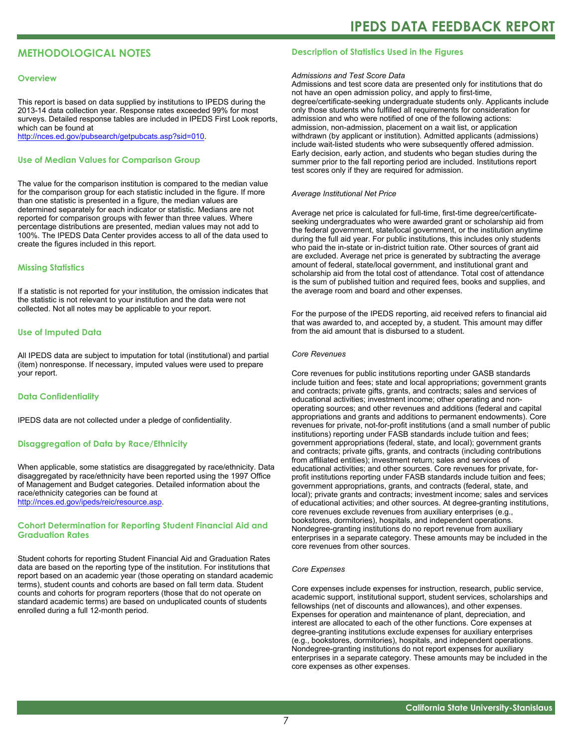## METHODOLOGICAL NOTES

### Overview

This report is based on data supplied by institutions to IPEDS during the 2013-14 data collection year. Response rates exceeded 99% for most surveys. Detailed response tables are included in IPEDS First Look reports, which can be found at http://nces.ed.gov/pubsearch/getpubcats.asp?sid=010.

### Use of Median Values for Comparison Group

The value for the comparison institution is compared to the median value for the comparison group for each statistic included in the figure. If more than one statistic is presented in a figure, the median values are determined separately for each indicator or statistic. Medians are not reported for comparison groups with fewer than three values. Where percentage distributions are presented, median values may not add to 100%. The IPEDS Data Center provides access to all of the data used to create the figures included in this report.

### Missing Statistics

If a statistic is not reported for your institution, the omission indicates that the statistic is not relevant to your institution and the data were not collected. Not all notes may be applicable to your report.

### Use of Imputed Data

All IPEDS data are subject to imputation for total (institutional) and partial (item) nonresponse. If necessary, imputed values were used to prepare your report.

### Data Confidentiality

IPEDS data are not collected under a pledge of confidentiality.

### Disaggregation of Data by Race/Ethnicity

When applicable, some statistics are disaggregated by race/ethnicity. Data disaggregated by race/ethnicity have been reported using the 1997 Office of Management and Budget categories. Detailed information about the race/ethnicity categories can be found at http://nces.ed.gov/ipeds/reic/resource.asp.

### Cohort Determination for Reporting Student Financial Aid and Graduation Rates

Student cohorts for reporting Student Financial Aid and Graduation Rates data are based on the reporting type of the institution. For institutions that report based on an academic year (those operating on standard academic terms), student counts and cohorts are based on fall term data. Student counts and cohorts for program reporters (those that do not operate on standard academic terms) are based on unduplicated counts of students enrolled during a full 12-month period.

### Description of Statistics Used in the Figures

*Admissions and Test Score Data*

Admissions and test score data are presented only for institutions that do not have an open admission policy, and apply to first-time, degree/certificate-seeking undergraduate students only. Applicants include only those students who fulfilled all requirements for consideration for admission and who were notified of one of the following actions: admission, non-admission, placement on a wait list, or application withdrawn (by applicant or institution). Admitted applicants (admissions) include wait-listed students who were subsequently offered admission. Early decision, early action, and students who began studies during the summer prior to the fall reporting period are included. Institutions report test scores only if they are required for admission.

*Average Institutional Net Price*

Average net price is calculated for full-time, first-time degree/certificate-seeking undergraduates who were awarded grant or scholarship aid from the federal government, state/local government, or the institution anytime during the full aid year. For public institutions, this includes only students who paid the in-state or in-district tuition rate. Other sources of grant aid are excluded. Average net price is generated by subtracting the average amount of federal, state/local government, and institutional grant and scholarship aid from the total cost of attendance. Total cost of attendance is the sum of published tuition and required fees, books and supplies, and the average room and board and other expenses.

For the purpose of the IPEDS reporting, aid received refers to financial aid that was awarded to, and accepted by, a student. This amount may differ from the aid amount that is disbursed to a student.

*Core Revenues*

Core revenues for public institutions reporting under GASB standards include tuition and fees; state and local appropriations; government grants and contracts; private gifts, grants, and contracts; sales and services of educational activities; investment income; other operating and non-operating sources; and other revenues and additions (federal and capital appropriations and grants and additions to permanent endowments). Core revenues for private, not-for-profit institutions (and a small number of public institutions) reporting under FASB standards include tuition and fees; government appropriations (federal, state, and local); government grants and contracts; private gifts, grants, and contracts (including contributions from affiliated entities); investment return; sales and services of educational activities; and other sources. Core revenues for private, for-profit institutions reporting under FASB standards include tuition and fees; government appropriations, grants, and contracts (federal, state, and local); private grants and contracts; investment income; sales and services of educational activities; and other sources. At degree-granting institutions, core revenues exclude revenues from auxiliary enterprises (e.g., bookstores, dormitories), hospitals, and independent operations. Nondegree-granting institutions do no report revenue from auxiliary enterprises in a separate category. These amounts may be included in the core revenues from other sources.

*Core Expenses*

Core expenses include expenses for instruction, research, public service, academic support, institutional support, student services, scholarships and fellowships (net of discounts and allowances), and other expenses. Expenses for operation and maintenance of plant, depreciation, and interest are allocated to each of the other functions. Core expenses at degree-granting institutions exclude expenses for auxiliary enterprises (e.g., bookstores, dormitories), hospitals, and independent operations. Nondegree-granting institutions do not report expenses for auxiliary enterprises in a separate category. These amounts may be included in the core expenses as other expenses.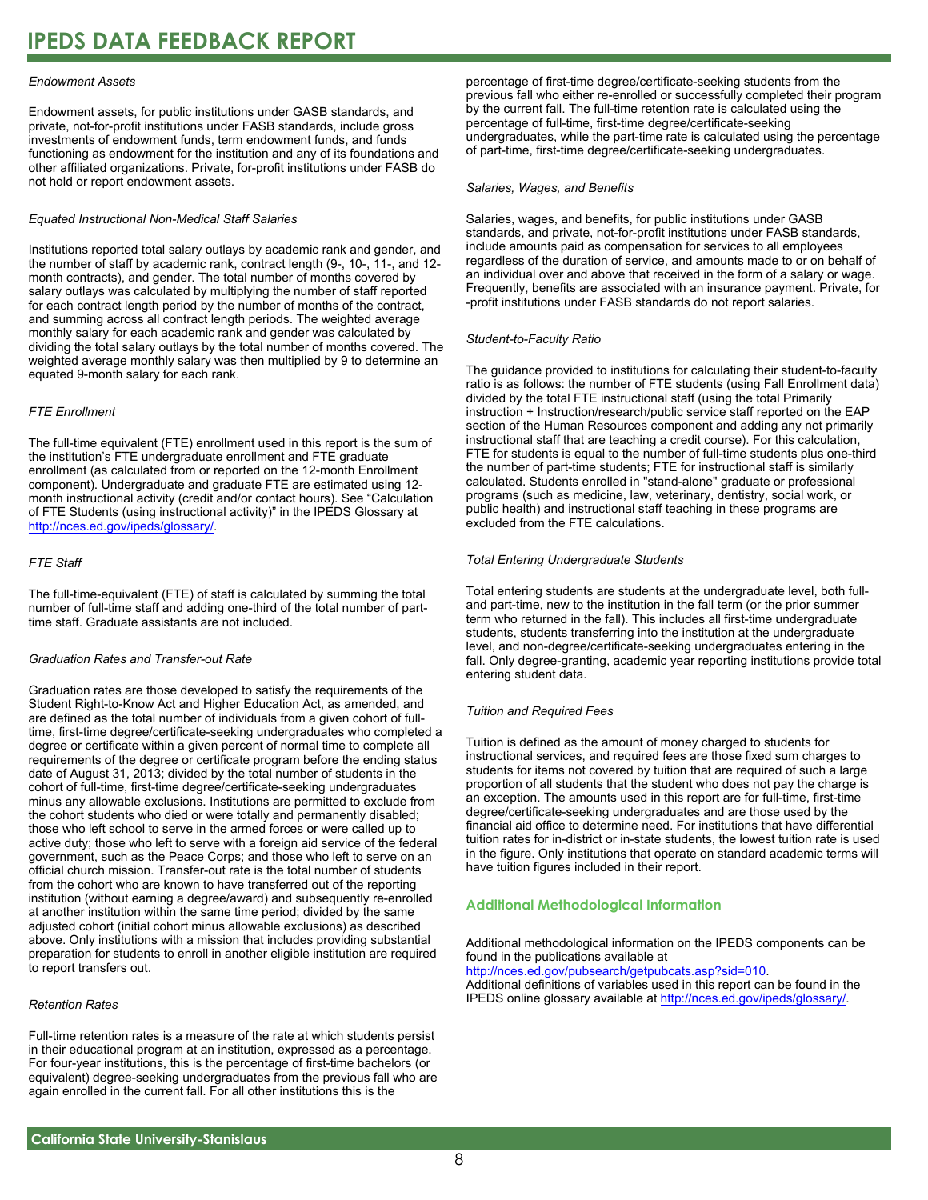*Endowment Assets*

Endowment assets, for public institutions under GASB standards, and private, not-for-profit institutions under FASB standards, include gross investments of endowment funds, term endowment funds, and funds functioning as endowment for the institution and any of its foundations and other affiliated organizations. Private, for-profit institutions under FASB do not hold or report endowment assets.

*Equated Instructional Non-Medical Staff Salaries*

Institutions reported total salary outlays by academic rank and gender, and the number of staff by academic rank, contract length (9-, 10-, 11-, and 12-month contracts), and gender. The total number of months covered by salary outlays was calculated by multiplying the number of staff reported for each contract length period by the number of months of the contract, and summing across all contract length periods. The weighted average monthly salary for each academic rank and gender was calculated by dividing the total salary outlays by the total number of months covered. The weighted average monthly salary was then multiplied by 9 to determine an equated 9-month salary for each rank.

*FTE Enrollment*

The full-time equivalent (FTE) enrollment used in this report is the sum of the institution's FTE undergraduate enrollment and FTE graduate enrollment (as calculated from or reported on the 12-month Enrollment component). Undergraduate and graduate FTE are estimated using 12-month instructional activity (credit and/or contact hours). See "Calculation of FTE Students (using instructional activity)" in the IPEDS Glossary at http://nces.ed.gov/ipeds/glossary/.

*FTE Staff*

The full-time-equivalent (FTE) of staff is calculated by summing the total number of full-time staff and adding one-third of the total number of part-time staff. Graduate assistants are not included.

*Graduation Rates and Transfer-out Rate*

Graduation rates are those developed to satisfy the requirements of the Student Right-to-Know Act and Higher Education Act, as amended, and are defined as the total number of individuals from a given cohort of full-time, first-time degree/certificate-seeking undergraduates who completed a degree or certificate within a given percent of normal time to complete all requirements of the degree or certificate program before the ending status date of August 31, 2013; divided by the total number of students in the cohort of full-time, first-time degree/certificate-seeking undergraduates minus any allowable exclusions. Institutions are permitted to exclude from the cohort students who died or were totally and permanently disabled; those who left school to serve in the armed forces or were called up to active duty; those who left to serve with a foreign aid service of the federal government, such as the Peace Corps; and those who left to serve on an official church mission. Transfer-out rate is the total number of students from the cohort who are known to have transferred out of the reporting institution (without earning a degree/award) and subsequently re-enrolled at another institution within the same time period; divided by the same adjusted cohort (initial cohort minus allowable exclusions) as described above. Only institutions with a mission that includes providing substantial preparation for students to enroll in another eligible institution are required to report transfers out.

*Retention Rates*

Full-time retention rates is a measure of the rate at which students persist in their educational program at an institution, expressed as a percentage. For four-year institutions, this is the percentage of first-time bachelors (or equivalent) degree-seeking undergraduates from the previous fall who are again enrolled in the current fall. For all other institutions this is the percentage of first-time degree/certificate-seeking students from the previous fall who either re-enrolled or successfully completed their program by the current fall. The full-time retention rate is calculated using the percentage of full-time, first-time degree/certificate-seeking undergraduates, while the part-time rate is calculated using the percentage of part-time, first-time degree/certificate-seeking undergraduates.

*Salaries, Wages, and Benefits*

Salaries, wages, and benefits, for public institutions under GASB standards, and private, not-for-profit institutions under FASB standards, include amounts paid as compensation for services to all employees regardless of the duration of service, and amounts made to or on behalf of an individual over and above that received in the form of a salary or wage. Frequently, benefits are associated with an insurance payment. Private, for-profit institutions under FASB standards do not report salaries.

*Student-to-Faculty Ratio*

The guidance provided to institutions for calculating their student-to-faculty ratio is as follows: the number of FTE students (using Fall Enrollment data) divided by the total FTE instructional staff (using the total Primarily instruction + Instruction/research/public service staff reported on the EAP section of the Human Resources component and adding any not primarily instructional staff that are teaching a credit course). For this calculation, FTE for students is equal to the number of full-time students plus one-third the number of part-time students; FTE for instructional staff is similarly calculated. Students enrolled in "stand-alone" graduate or professional programs (such as medicine, law, veterinary, dentistry, social work, or public health) and instructional staff teaching in these programs are excluded from the FTE calculations.

*Total Entering Undergraduate Students*

Total entering students are students at the undergraduate level, both full- and part-time, new to the institution in the fall term (or the prior summer term who returned in the fall). This includes all first-time undergraduate students, students transferring into the institution at the undergraduate level, and non-degree/certificate-seeking undergraduates entering in the fall. Only degree-granting, academic year reporting institutions provide total entering student data.

*Tuition and Required Fees*

Tuition is defined as the amount of money charged to students for instructional services, and required fees are those fixed sum charges to students for items not covered by tuition that are required of such a large proportion of all students that the student who does not pay the charge is an exception. The amounts used in this report are for full-time, first-time degree/certificate-seeking undergraduates and are those used by the financial aid office to determine need. For institutions that have differential tuition rates for in-district or in-state students, the lowest tuition rate is used in the figure. Only institutions that operate on standard academic terms will have tuition figures included in their report.

## Additional Methodological Information

Additional methodological information on the IPEDS components can be found in the publications available at http://nces.ed.gov/pubsearch/getpubcats.asp?sid=010.
Additional definitions of variables used in this report can be found in the IPEDS online glossary available at http://nces.ed.gov/ipeds/glossary/.